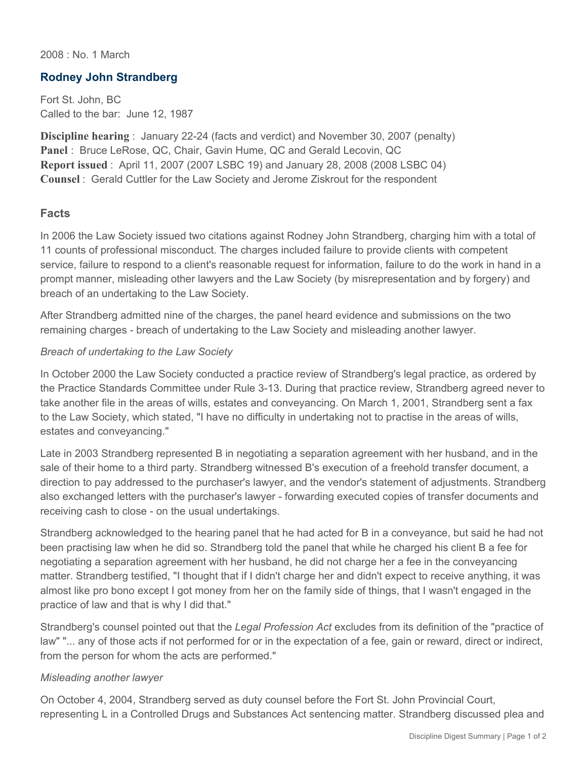2008 : No. 1 March

## Rodney John Strandberg

Fort St. John, BC
Called to the bar: June 12, 1987

**Discipline hearing** : January 22-24 (facts and verdict) and November 30, 2007 (penalty)
**Panel** : Bruce LeRose, QC, Chair, Gavin Hume, QC and Gerald Lecovin, QC
**Report issued** : April 11, 2007 (2007 LSBC 19) and January 28, 2008 (2008 LSBC 04)
**Counsel** : Gerald Cuttler for the Law Society and Jerome Ziskrout for the respondent

### Facts

In 2006 the Law Society issued two citations against Rodney John Strandberg, charging him with a total of 11 counts of professional misconduct. The charges included failure to provide clients with competent service, failure to respond to a client's reasonable request for information, failure to do the work in hand in a prompt manner, misleading other lawyers and the Law Society (by misrepresentation and by forgery) and breach of an undertaking to the Law Society.

After Strandberg admitted nine of the charges, the panel heard evidence and submissions on the two remaining charges - breach of undertaking to the Law Society and misleading another lawyer.

*Breach of undertaking to the Law Society*

In October 2000 the Law Society conducted a practice review of Strandberg's legal practice, as ordered by the Practice Standards Committee under Rule 3-13. During that practice review, Strandberg agreed never to take another file in the areas of wills, estates and conveyancing. On March 1, 2001, Strandberg sent a fax to the Law Society, which stated, "I have no difficulty in undertaking not to practise in the areas of wills, estates and conveyancing."

Late in 2003 Strandberg represented B in negotiating a separation agreement with her husband, and in the sale of their home to a third party. Strandberg witnessed B's execution of a freehold transfer document, a direction to pay addressed to the purchaser's lawyer, and the vendor's statement of adjustments. Strandberg also exchanged letters with the purchaser's lawyer - forwarding executed copies of transfer documents and receiving cash to close - on the usual undertakings.

Strandberg acknowledged to the hearing panel that he had acted for B in a conveyance, but said he had not been practising law when he did so. Strandberg told the panel that while he charged his client B a fee for negotiating a separation agreement with her husband, he did not charge her a fee in the conveyancing matter. Strandberg testified, "I thought that if I didn't charge her and didn't expect to receive anything, it was almost like pro bono except I got money from her on the family side of things, that I wasn't engaged in the practice of law and that is why I did that."

Strandberg's counsel pointed out that the *Legal Profession Act* excludes from its definition of the "practice of law" "... any of those acts if not performed for or in the expectation of a fee, gain or reward, direct or indirect, from the person for whom the acts are performed."

*Misleading another lawyer*

On October 4, 2004, Strandberg served as duty counsel before the Fort St. John Provincial Court, representing L in a Controlled Drugs and Substances Act sentencing matter. Strandberg discussed plea and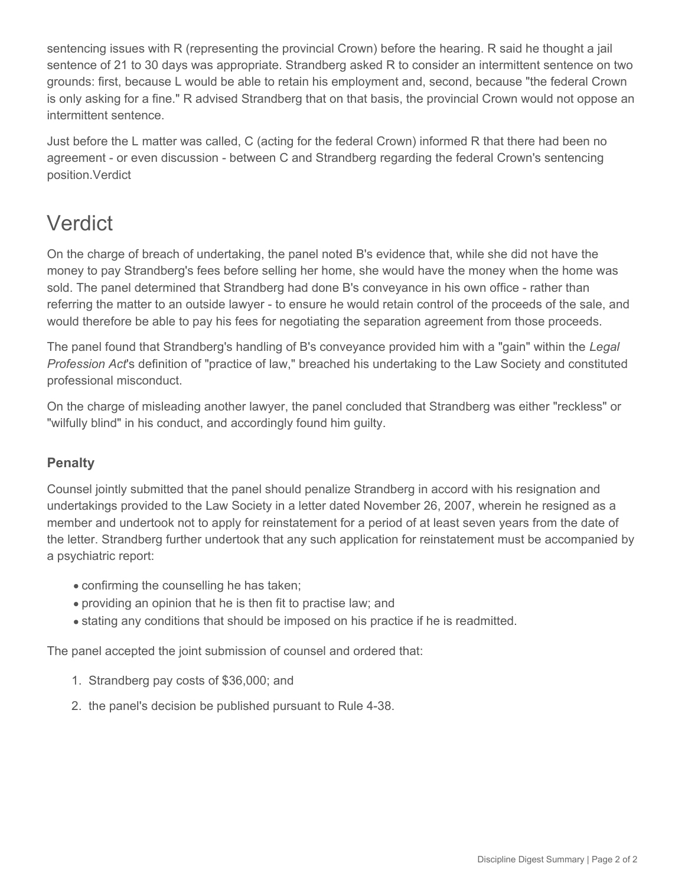sentencing issues with R (representing the provincial Crown) before the hearing. R said he thought a jail sentence of 21 to 30 days was appropriate. Strandberg asked R to consider an intermittent sentence on two grounds: first, because L would be able to retain his employment and, second, because "the federal Crown is only asking for a fine." R advised Strandberg that on that basis, the provincial Crown would not oppose an intermittent sentence.

Just before the L matter was called, C (acting for the federal Crown) informed R that there had been no agreement - or even discussion - between C and Strandberg regarding the federal Crown's sentencing position.Verdict

# Verdict

On the charge of breach of undertaking, the panel noted B's evidence that, while she did not have the money to pay Strandberg's fees before selling her home, she would have the money when the home was sold. The panel determined that Strandberg had done B's conveyance in his own office - rather than referring the matter to an outside lawyer - to ensure he would retain control of the proceeds of the sale, and would therefore be able to pay his fees for negotiating the separation agreement from those proceeds.

The panel found that Strandberg's handling of B's conveyance provided him with a "gain" within the *Legal Profession Act*'s definition of "practice of law," breached his undertaking to the Law Society and constituted professional misconduct.

On the charge of misleading another lawyer, the panel concluded that Strandberg was either "reckless" or "wilfully blind" in his conduct, and accordingly found him guilty.

### Penalty

Counsel jointly submitted that the panel should penalize Strandberg in accord with his resignation and undertakings provided to the Law Society in a letter dated November 26, 2007, wherein he resigned as a member and undertook not to apply for reinstatement for a period of at least seven years from the date of the letter. Strandberg further undertook that any such application for reinstatement must be accompanied by a psychiatric report:

- confirming the counselling he has taken;
- providing an opinion that he is then fit to practise law; and
- stating any conditions that should be imposed on his practice if he is readmitted.

The panel accepted the joint submission of counsel and ordered that:

1. Strandberg pay costs of $36,000; and
2. the panel's decision be published pursuant to Rule 4-38.